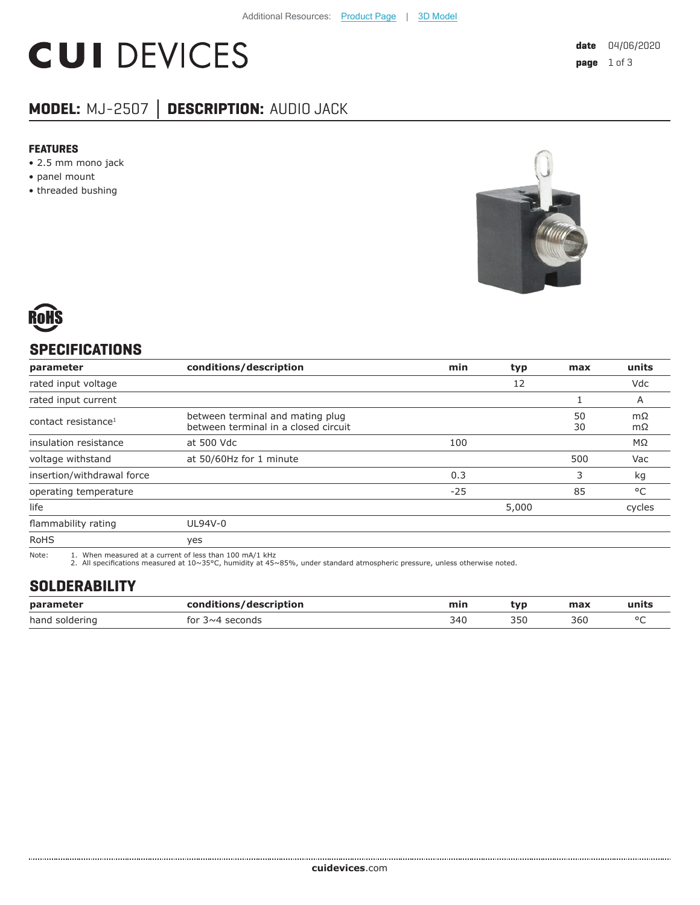Additional Resources: Product Page | 3D Model

# CUI DEVICES

**date** 04/06/2020

## MODEL: MJ-2507 | DESCRIPTION: AUDIO JACK

### FEATURES

- 2.5 mm mono jack
- panel mount
- threaded bushing

## SPECIFICATIONS

| parameter | conditions/description | min | typ | max | units |
|---|---|---|---|---|---|
| rated input voltage | | | 12 | | Vdc |
| rated input current | | | | 1 | A |
| contact resistance[1] | between terminal and mating plug<br>between terminal in a closed circuit | | | 50<br>30 | mΩ<br>mΩ |
| insulation resistance | at 500 Vdc | 100 | | | MΩ |
| voltage withstand | at 50/60Hz for 1 minute | | | 500 | Vac |
| insertion/withdrawal force | | 0.3 | | 3 | kg |
| operating temperature | | -25 | | 85 | °C |
| life | | | 5,000 | | cycles |
| flammability rating | UL94V-0 | | | | |
| RoHS | yes | | | | |

Note:
1. When measured at a current of less than 100 mA/1 kHz
2. All specifications measured at 10~35°C, humidity at 45~85%, under standard atmospheric pressure, unless otherwise noted.

## SOLDERABILITY

| parameter | conditions/description | min | typ | max | units |
|---|---|---|---|---|---|
| hand soldering | for 3~4 seconds | 340 | 350 | 360 | °C |

**cuidevices**.com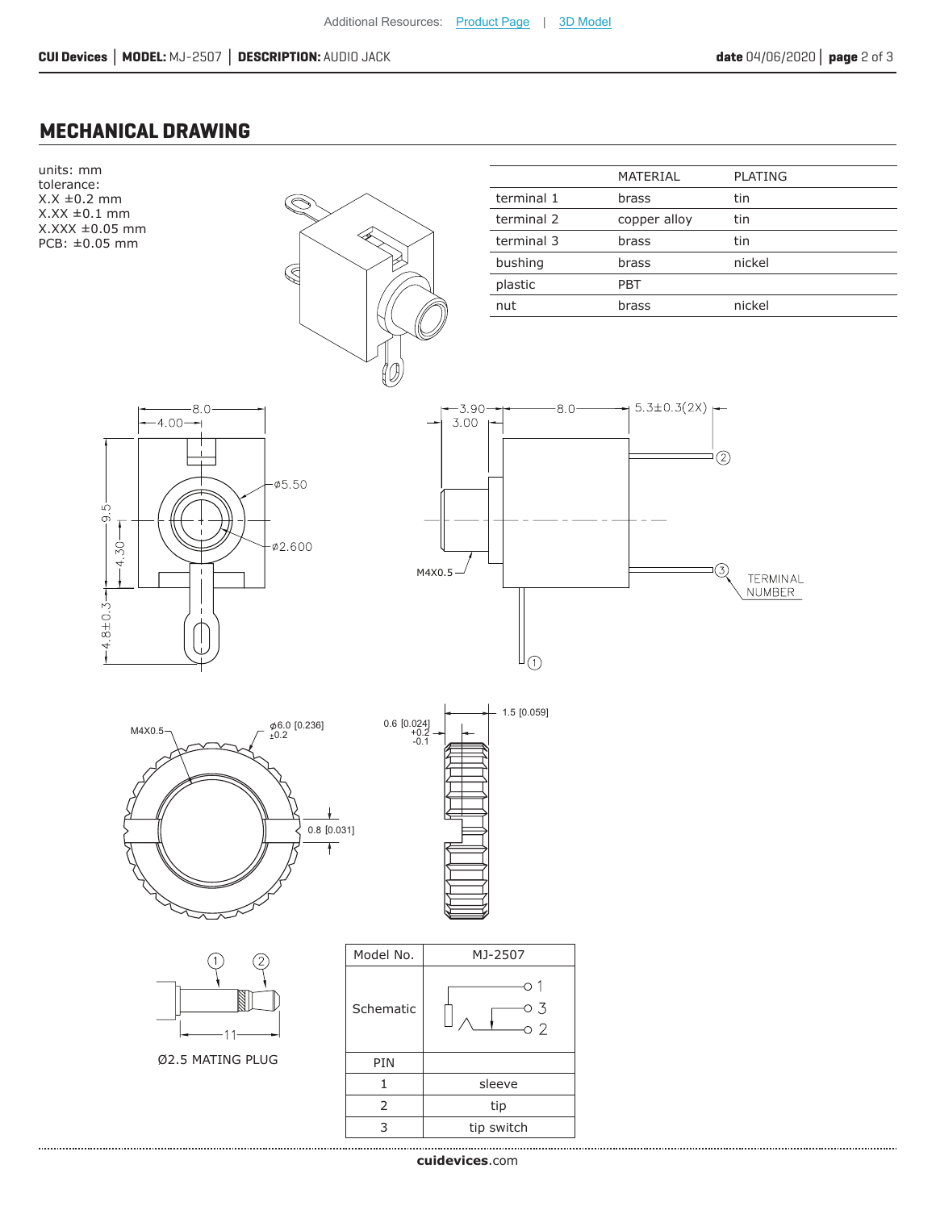Additional Resources: Product Page | 3D Model

## MECHANICAL DRAWING

units: mm
tolerance:
X.X ±0.2 mm
X.XX ±0.1 mm
X.XXX ±0.05 mm
PCB: ±0.05 mm

| | MATERIAL | PLATING |
|---|---|---|
| terminal 1 | brass | tin |
| terminal 2 | copper alloy | tin |
| terminal 3 | brass | tin |
| bushing | brass | nickel |
| plastic | PBT | |
| nut | brass | nickel |

8.0
4.00
9.5
4.30
4.8±0.3
ø5.50
ø2.600

3.90
3.00
8.0
5.3±0.3(2X)
M4X0.5
TERMINAL NUMBER

M4X0.5
ø6.0 [0.236] ±0.2
0.8 [0.031]
0.6 [0.024] +0.2 -0.1
1.5 [0.059]

11

Ø2.5 MATING PLUG

| Model No. | MJ-2507 |
|---|---|
| Schematic | |
| PIN | |
| 1 | sleeve |
| 2 | tip |
| 3 | tip switch |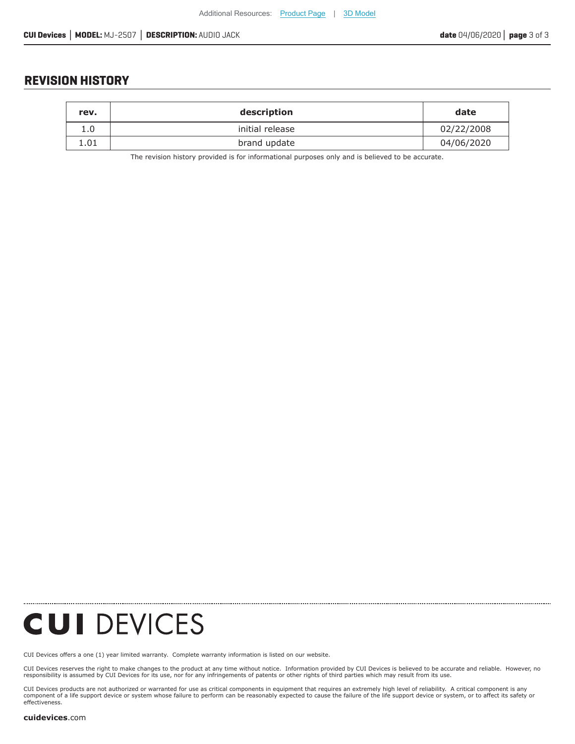## REVISION HISTORY

| rev. | description | date |
| --- | --- | --- |
| 1.0 | initial release | 02/22/2008 |
| 1.01 | brand update | 04/06/2020 |

The revision history provided is for informational purposes only and is believed to be accurate.

**CUI** DEVICES

CUI Devices offers a one (1) year limited warranty. Complete warranty information is listed on our website.

CUI Devices reserves the right to make changes to the product at any time without notice. Information provided by CUI Devices is believed to be accurate and reliable. However, no responsibility is assumed by CUI Devices for its use, nor for any infringements of patents or other rights of third parties which may result from its use.

CUI Devices products are not authorized or warranted for use as critical components in equipment that requires an extremely high level of reliability. A critical component is any component of a life support device or system whose failure to perform can be reasonably expected to cause the failure of the life support device or system, or to affect its safety or effectiveness.

**cuidevices**.com